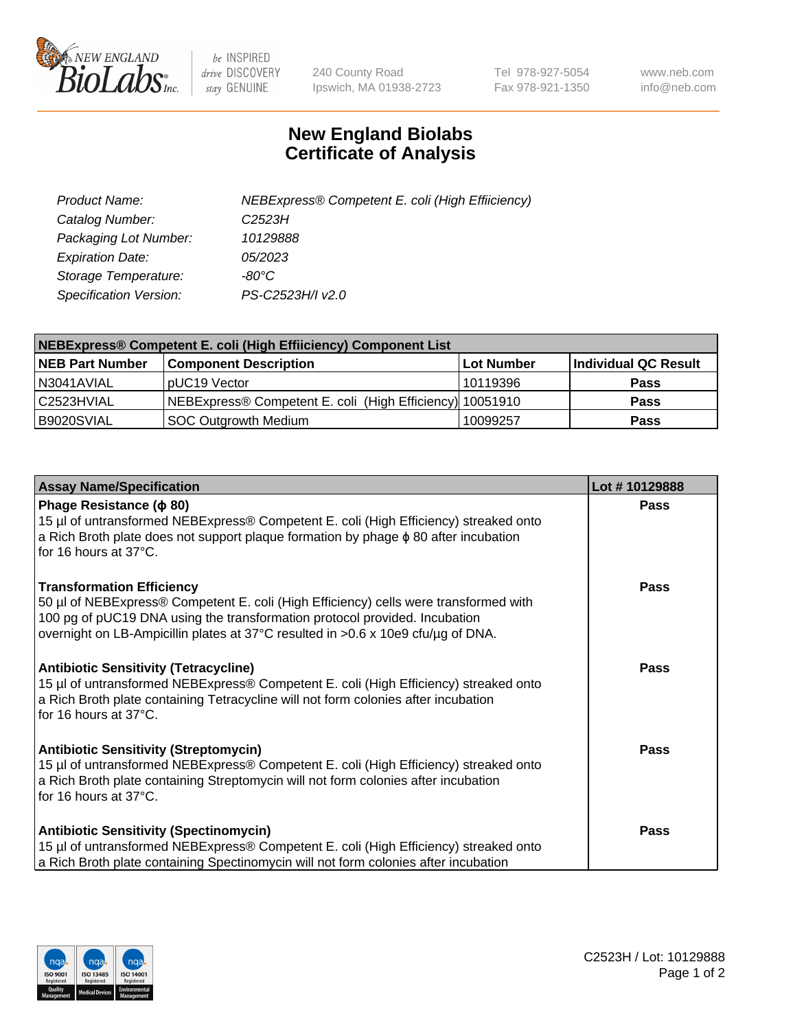# New England Biolabs Certificate of Analysis

| | |
|---|---|
| *Product Name:* | *NEBExpress® Competent E. coli (High Effiiciency)* |
| *Catalog Number:* | *C2523H* |
| *Packaging Lot Number:* | *10129888* |
| *Expiration Date:* | *05/2023* |
| *Storage Temperature:* | *-80°C* |
| *Specification Version:* | *PS-C2523H/I v2.0* |

| NEBExpress® Competent E. coli (High Effiiciency) Component List | | | |
|---|---|---|---|
| **NEB Part Number** | **Component Description** | **Lot Number** | **Individual QC Result** |
| N3041AVIAL | pUC19 Vector | 10119396 | **Pass** |
| C2523HVIAL | NEBExpress® Competent E. coli (High Efficiency) | 10051910 | **Pass** |
| B9020SVIAL | SOC Outgrowth Medium | 10099257 | **Pass** |

| Assay Name/Specification | Lot # 10129888 |
|---|---|
| **Phage Resistance (ϕ 80)**<br>15 µl of untransformed NEBExpress® Competent E. coli (High Efficiency) streaked onto a Rich Broth plate does not support plaque formation by phage ϕ 80 after incubation for 16 hours at 37°C. | **Pass** |
| **Transformation Efficiency**<br>50 µl of NEBExpress® Competent E. coli (High Efficiency) cells were transformed with 100 pg of pUC19 DNA using the transformation protocol provided. Incubation overnight on LB-Ampicillin plates at 37°C resulted in >0.6 x 10e9 cfu/µg of DNA. | **Pass** |
| **Antibiotic Sensitivity (Tetracycline)**<br>15 µl of untransformed NEBExpress® Competent E. coli (High Efficiency) streaked onto a Rich Broth plate containing Tetracycline will not form colonies after incubation for 16 hours at 37°C. | **Pass** |
| **Antibiotic Sensitivity (Streptomycin)**<br>15 µl of untransformed NEBExpress® Competent E. coli (High Efficiency) streaked onto a Rich Broth plate containing Streptomycin will not form colonies after incubation for 16 hours at 37°C. | **Pass** |
| **Antibiotic Sensitivity (Spectinomycin)**<br>15 µl of untransformed NEBExpress® Competent E. coli (High Efficiency) streaked onto a Rich Broth plate containing Spectinomycin will not form colonies after incubation | **Pass** |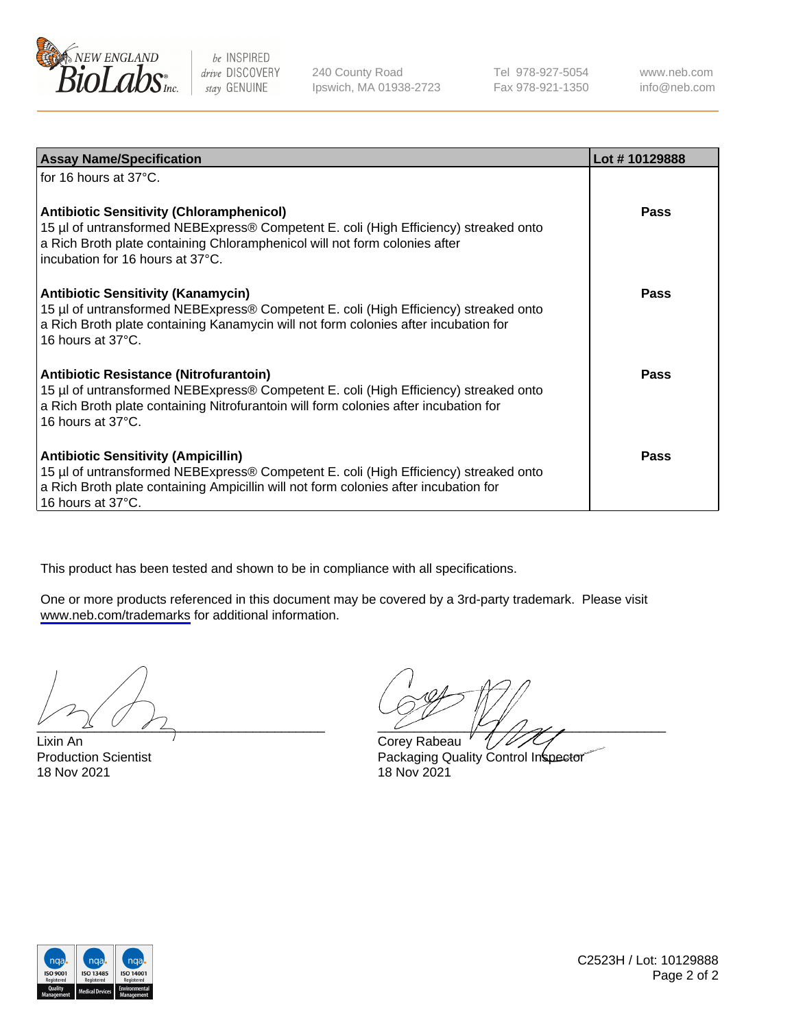| Assay Name/Specification | Lot # 10129888 |
| --- | --- |
| for 16 hours at 37°C. | |
| **Antibiotic Sensitivity (Chloramphenicol)**<br>15 µl of untransformed NEBExpress® Competent E. coli (High Efficiency) streaked onto a Rich Broth plate containing Chloramphenicol will not form colonies after incubation for 16 hours at 37°C. | **Pass** |
| **Antibiotic Sensitivity (Kanamycin)**<br>15 µl of untransformed NEBExpress® Competent E. coli (High Efficiency) streaked onto a Rich Broth plate containing Kanamycin will not form colonies after incubation for 16 hours at 37°C. | **Pass** |
| **Antibiotic Resistance (Nitrofurantoin)**<br>15 µl of untransformed NEBExpress® Competent E. coli (High Efficiency) streaked onto a Rich Broth plate containing Nitrofurantoin will form colonies after incubation for 16 hours at 37°C. | **Pass** |
| **Antibiotic Sensitivity (Ampicillin)**<br>15 µl of untransformed NEBExpress® Competent E. coli (High Efficiency) streaked onto a Rich Broth plate containing Ampicillin will not form colonies after incubation for 16 hours at 37°C. | **Pass** |

This product has been tested and shown to be in compliance with all specifications.

One or more products referenced in this document may be covered by a 3rd-party trademark. Please visit www.neb.com/trademarks for additional information.

Lixin An
Production Scientist
18 Nov 2021

Corey Rabeau
Packaging Quality Control Inspector
18 Nov 2021

C2523H / Lot: 10129888